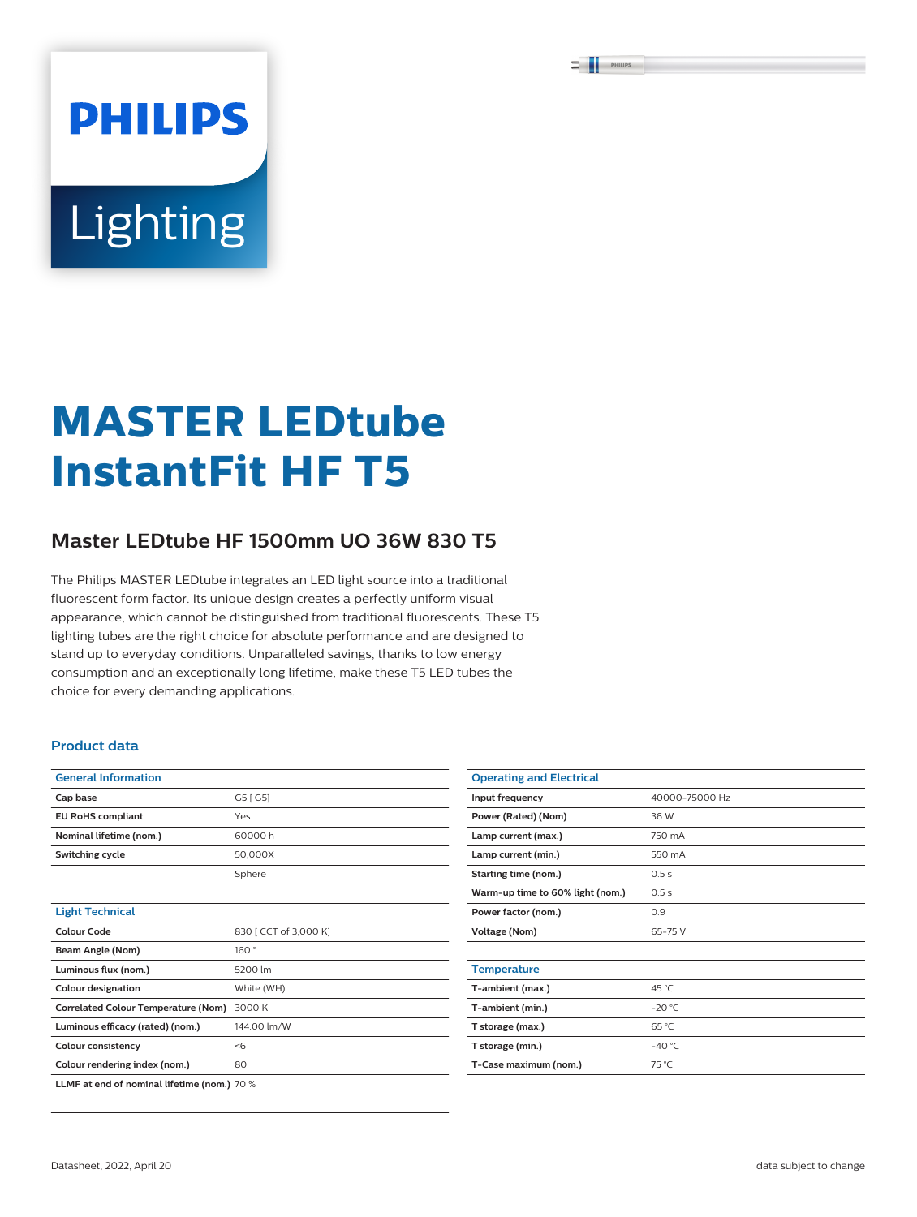PHILIPS

Lighting

# MASTER LEDtube InstantFit HF T5

## Master LEDtube HF 1500mm UO 36W 830 T5

The Philips MASTER LEDtube integrates an LED light source into a traditional fluorescent form factor. Its unique design creates a perfectly uniform visual appearance, which cannot be distinguished from traditional fluorescents. These T5 lighting tubes are the right choice for absolute performance and are designed to stand up to everyday conditions. Unparalleled savings, thanks to low energy consumption and an exceptionally long lifetime, make these T5 LED tubes the choice for every demanding applications.

### Product data

| General Information | |
|---|---|
| **Cap base** | G5 [ G5] |
| **EU RoHS compliant** | Yes |
| **Nominal lifetime (nom.)** | 60000 h |
| **Switching cycle** | 50,000X |
| | Sphere |

| Light Technical | |
|---|---|
| **Colour Code** | 830 [ CCT of 3,000 K] |
| **Beam Angle (Nom)** | 160 ° |
| **Luminous flux (nom.)** | 5200 lm |
| **Colour designation** | White (WH) |
| **Correlated Colour Temperature (Nom)** | 3000 K |
| **Luminous efficacy (rated) (nom.)** | 144.00 lm/W |
| **Colour consistency** | <6 |
| **Colour rendering index (nom.)** | 80 |
| **LLMF at end of nominal lifetime (nom.)** | 70 % |

| Operating and Electrical | |
|---|---|
| **Input frequency** | 40000-75000 Hz |
| **Power (Rated) (Nom)** | 36 W |
| **Lamp current (max.)** | 750 mA |
| **Lamp current (min.)** | 550 mA |
| **Starting time (nom.)** | 0.5 s |
| **Warm-up time to 60% light (nom.)** | 0.5 s |
| **Power factor (nom.)** | 0.9 |
| **Voltage (Nom)** | 65-75 V |

| Temperature | |
|---|---|
| **T-ambient (max.)** | 45 °C |
| **T-ambient (min.)** | -20 °C |
| **T storage (max.)** | 65 °C |
| **T storage (min.)** | -40 °C |
| **T-Case maximum (nom.)** | 75 °C |

Datasheet, 2022, April 20

data subject to change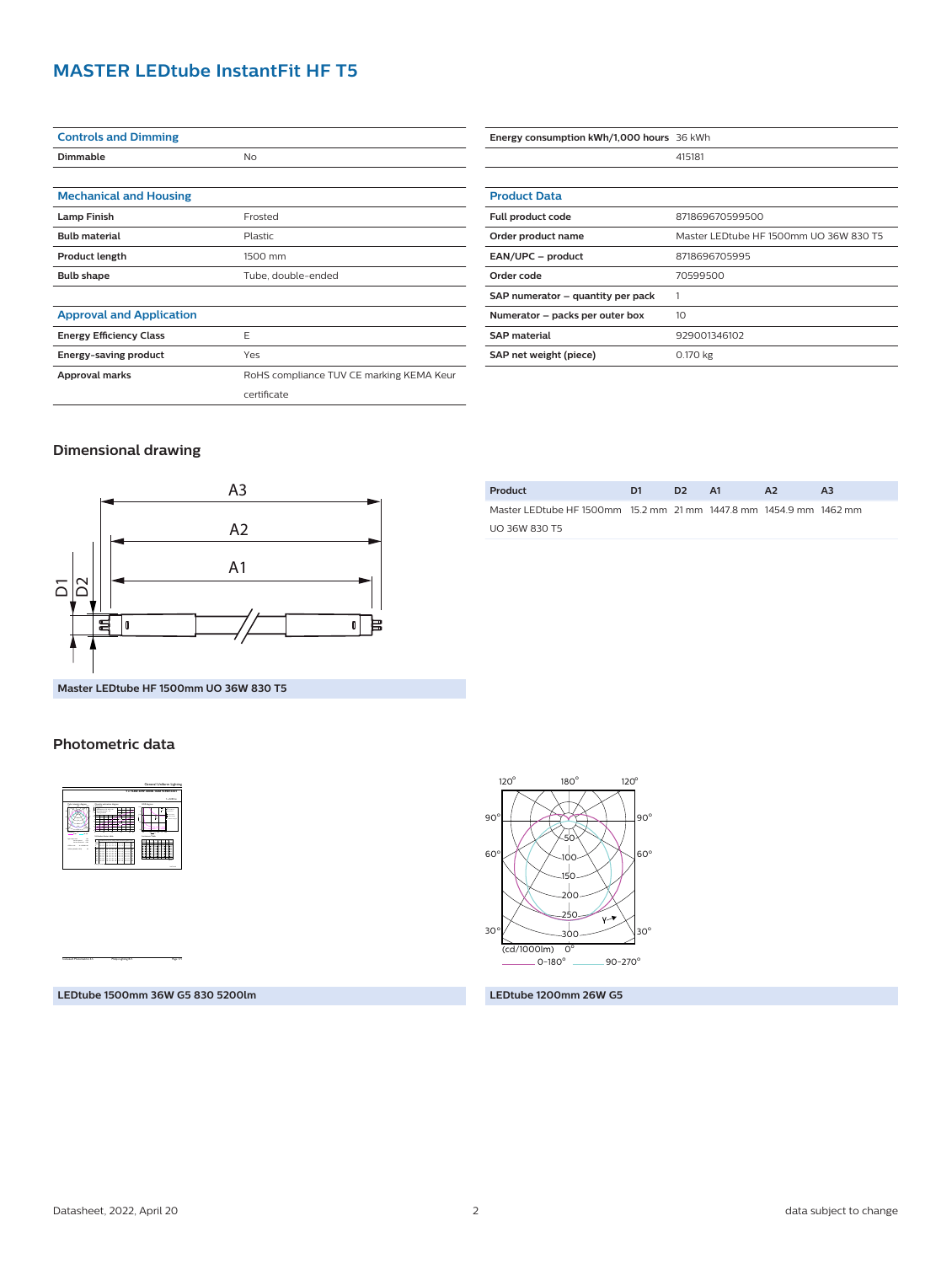# MASTER LEDtube InstantFit HF T5

| Controls and Dimming | |
|---|---|
| Dimmable | No |

| Mechanical and Housing | |
|---|---|
| Lamp Finish | Frosted |
| Bulb material | Plastic |
| Product length | 1500 mm |
| Bulb shape | Tube, double-ended |

| Approval and Application | |
|---|---|
| Energy Efficiency Class | E |
| Energy-saving product | Yes |
| Approval marks | RoHS compliance TUV CE marking KEMA Keur certificate |

| Energy consumption kWh/1,000 hours | 36 kWh |
|---|---|
| | 415181 |

| Product Data | |
|---|---|
| Full product code | 871869670599500 |
| Order product name | Master LEDtube HF 1500mm UO 36W 830 T5 |
| EAN/UPC – product | 8718696705995 |
| Order code | 70599500 |
| SAP numerator – quantity per pack | 1 |
| Numerator – packs per outer box | 10 |
| SAP material | 929001346102 |
| SAP net weight (piece) | 0.170 kg |

## Dimensional drawing

Master LEDtube HF 1500mm UO 36W 830 T5

| Product | D1 | D2 | A1 | A2 | A3 |
|---|---|---|---|---|---|
| Master LEDtube HF 1500mm UO 36W 830 T5 | 15.2 mm | 21 mm | 1447.8 mm | 1454.9 mm | 1462 mm |

## Photometric data

LEDtube 1500mm 36W G5 830 5200lm

LEDtube 1200mm 26W G5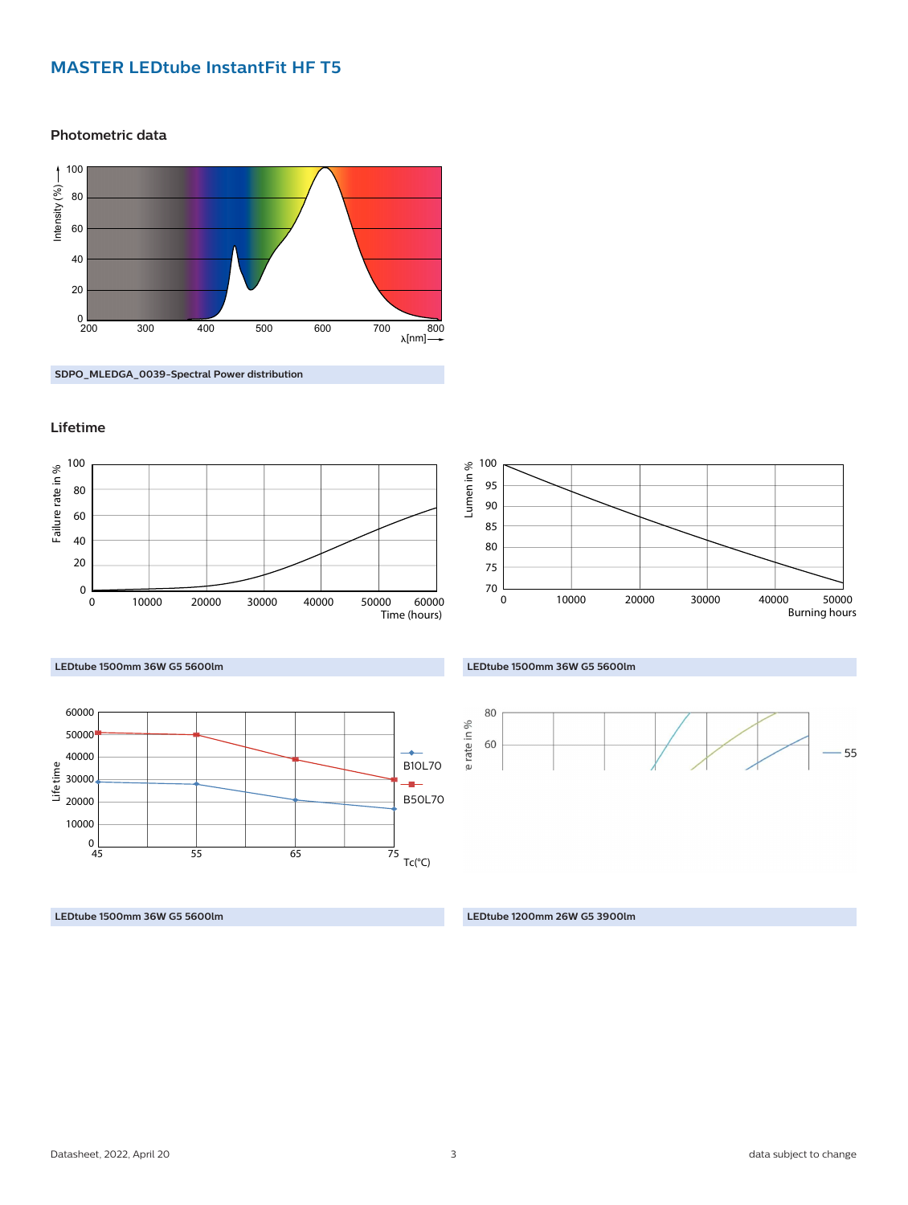# MASTER LEDtube InstantFit HF T5

## Photometric data

SDPO_MLEDGA_0039-Spectral Power distribution

## Lifetime

LEDtube 1500mm 36W G5 5600lm

LEDtube 1500mm 36W G5 5600lm

LEDtube 1500mm 36W G5 5600lm

LEDtube 1200mm 26W G5 3900lm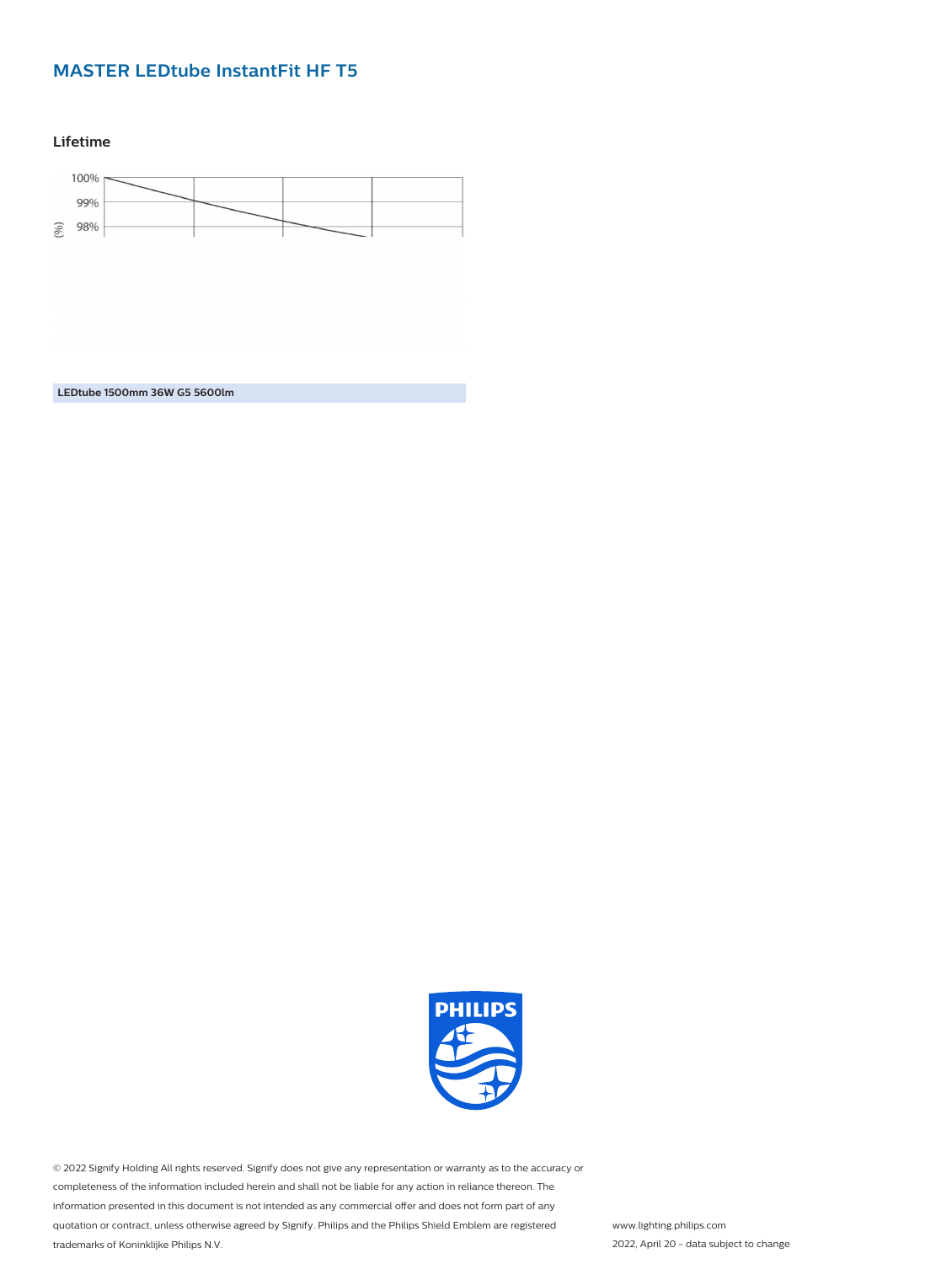## Lifetime

100%
99%
98%
(%)

**LEDtube 1500mm 36W G5 5600lm**

© 2022 Signify Holding All rights reserved. Signify does not give any representation or warranty as to the accuracy or completeness of the information included herein and shall not be liable for any action in reliance thereon. The information presented in this document is not intended as any commercial offer and does not form part of any quotation or contract, unless otherwise agreed by Signify. Philips and the Philips Shield Emblem are registered trademarks of Koninklijke Philips N.V.

www.lighting.philips.com

2022, April 20 - data subject to change